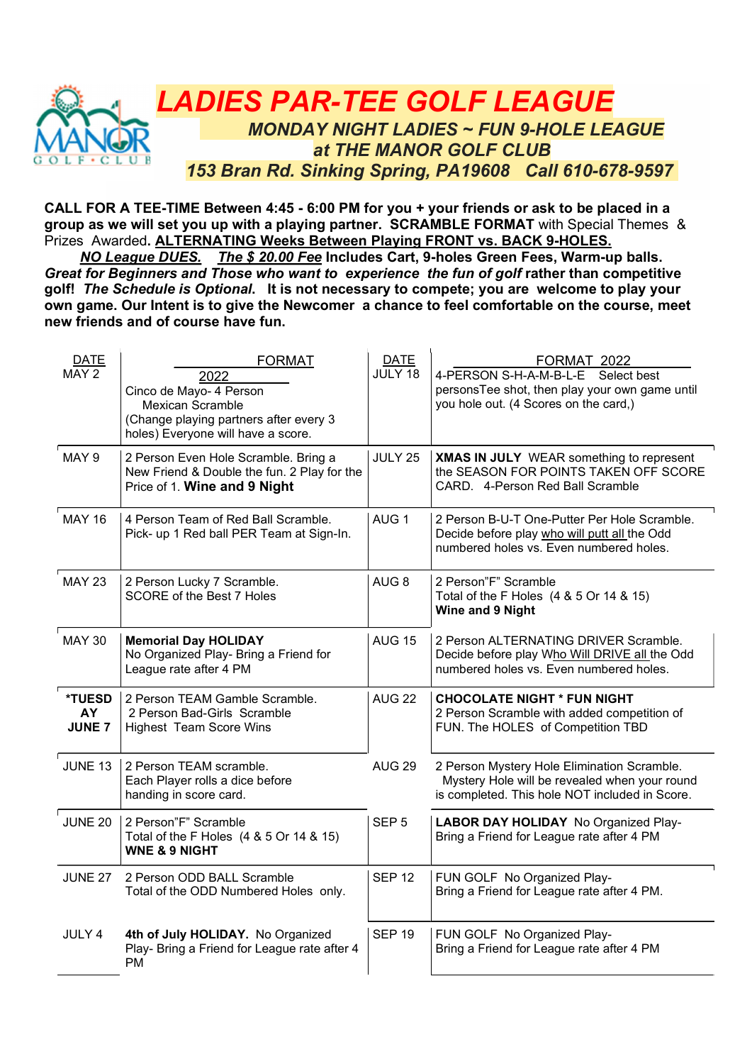# LADIES PAR-TEE GOLF LEAGUE

### *MONDAY NIGHT LADIES ~ FUN 9-HOLE LEAGUE*
### *at THE MANOR GOLF CLUB*
### *153 Bran Rd. Sinking Spring, PA19608 Call 610-678-9597*

**CALL FOR A TEE-TIME Between 4:45 - 6:00 PM for you + your friends or ask to be placed in a group as we will set you up with a playing partner. SCRAMBLE FORMAT** with Special Themes & Prizes Awarded**. ALTERNATING Weeks Between Playing FRONT vs. BACK 9-HOLES.**

***NO League DUES.*** ***The $ 20.00 Fee*** **Includes Cart, 9-holes Green Fees, Warm-up balls.** ***Great for Beginners and Those who want to experience the fun of golf*** **rather than competitive golf!** ***The Schedule is Optional*****. It is not necessary to compete; you are welcome to play your own game. Our Intent is to give the Newcomer a chance to feel comfortable on the course, meet new friends and of course have fun.**

| DATE | FORMAT 2022 | DATE | FORMAT 2022 |
|---|---|---|---|
| MAY 2 | Cinco de Mayo- 4 Person Mexican Scramble (Change playing partners after every 3 holes) Everyone will have a score. | JULY 18 | 4-PERSON S-H-A-M-B-L-E Select best personsTee shot, then play your own game until you hole out. (4 Scores on the card,) |
| MAY 9 | 2 Person Even Hole Scramble. Bring a New Friend & Double the fun. 2 Play for the Price of 1. **Wine and 9 Night** | JULY 25 | **XMAS IN JULY** WEAR something to represent the SEASON FOR POINTS TAKEN OFF SCORE CARD. 4-Person Red Ball Scramble |
| MAY 16 | 4 Person Team of Red Ball Scramble. Pick- up 1 Red ball PER Team at Sign-In. | AUG 1 | 2 Person B-U-T One-Putter Per Hole Scramble. Decide before play who will putt all the Odd numbered holes vs. Even numbered holes. |
| MAY 23 | 2 Person Lucky 7 Scramble. SCORE of the Best 7 Holes | AUG 8 | 2 Person"F" Scramble Total of the F Holes (4 & 5 Or 14 & 15) **Wine and 9 Night** |
| MAY 30 | **Memorial Day HOLIDAY** No Organized Play- Bring a Friend for League rate after 4 PM | AUG 15 | 2 Person ALTERNATING DRIVER Scramble. Decide before play Who Will DRIVE all the Odd numbered holes vs. Even numbered holes. |
| **\*TUESDAY JUNE 7** | 2 Person TEAM Gamble Scramble. 2 Person Bad-Girls Scramble Highest Team Score Wins | AUG 22 | **CHOCOLATE NIGHT \* FUN NIGHT** 2 Person Scramble with added competition of FUN. The HOLES of Competition TBD |
| JUNE 13 | 2 Person TEAM scramble. Each Player rolls a dice before handing in score card. | AUG 29 | 2 Person Mystery Hole Elimination Scramble. Mystery Hole will be revealed when your round is completed. This hole NOT included in Score. |
| JUNE 20 | 2 Person"F" Scramble Total of the F Holes (4 & 5 Or 14 & 15) **WNE & 9 NIGHT** | SEP 5 | **LABOR DAY HOLIDAY** No Organized Play- Bring a Friend for League rate after 4 PM |
| JUNE 27 | 2 Person ODD BALL Scramble Total of the ODD Numbered Holes only. | SEP 12 | FUN GOLF No Organized Play- Bring a Friend for League rate after 4 PM. |
| JULY 4 | **4th of July HOLIDAY.** No Organized Play- Bring a Friend for League rate after 4 PM | SEP 19 | FUN GOLF No Organized Play- Bring a Friend for League rate after 4 PM |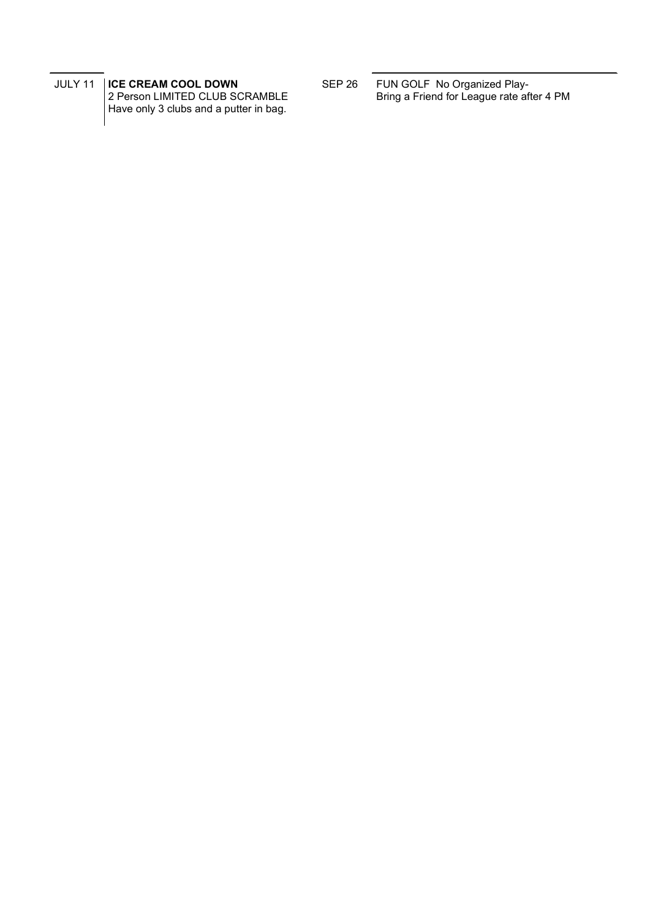JULY 11 **ICE CREAM COOL DOWN**
2 Person LIMITED CLUB SCRAMBLE
Have only 3 clubs and a putter in bag.

SEP 26 FUN GOLF No Organized Play-
Bring a Friend for League rate after 4 PM